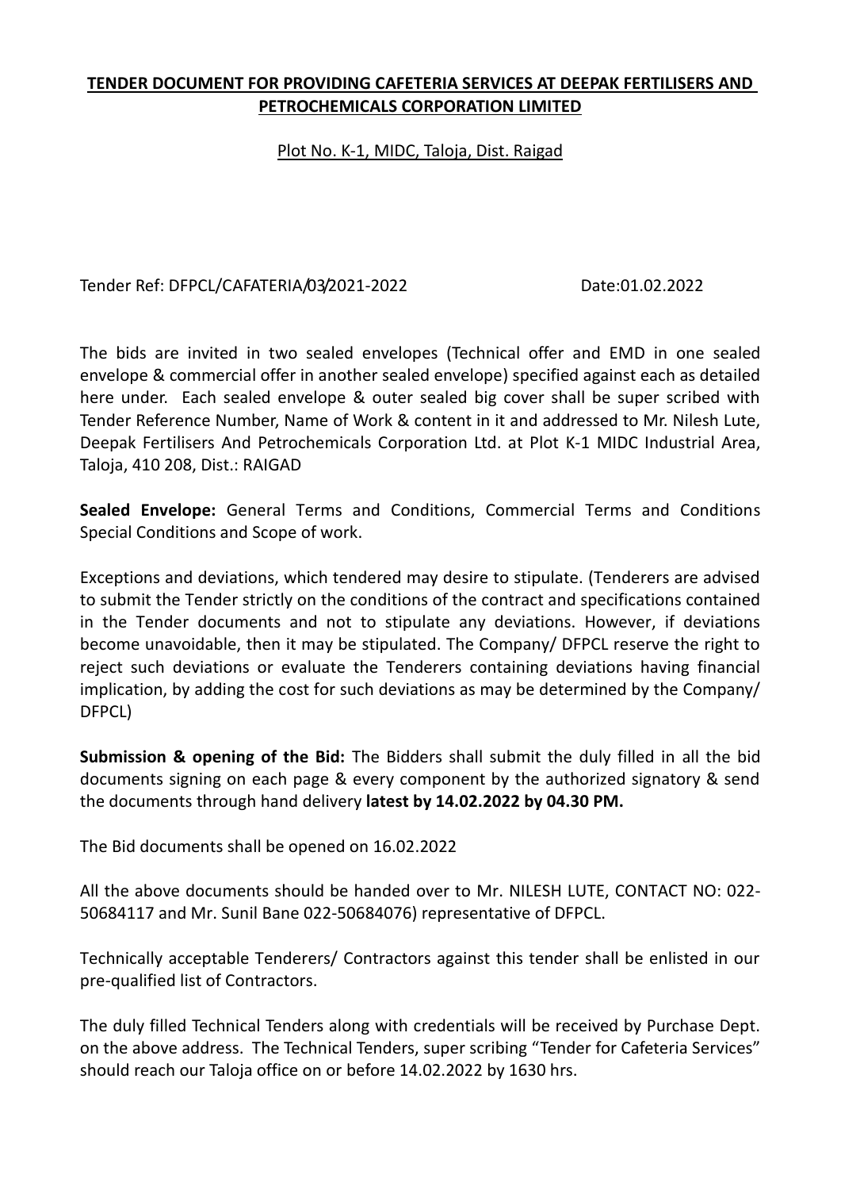# TENDER DOCUMENT FOR PROVIDING CAFETERIA SERVICES AT DEEPAK FERTILISERS AND PETROCHEMICALS CORPORATION LIMITED

Plot No. K-1, MIDC, Taloja, Dist. Raigad

Tender Ref: DFPCL/CAFATERIA/03/2021-2022 Date:01.02.2022

The bids are invited in two sealed envelopes (Technical offer and EMD in one sealed envelope & commercial offer in another sealed envelope) specified against each as detailed here under. Each sealed envelope & outer sealed big cover shall be super scribed with Tender Reference Number, Name of Work & content in it and addressed to Mr. Nilesh Lute, Deepak Fertilisers And Petrochemicals Corporation Ltd. at Plot K-1 MIDC Industrial Area, Taloja, 410 208, Dist.: RAIGAD

**Sealed Envelope:** General Terms and Conditions, Commercial Terms and Conditions Special Conditions and Scope of work.

Exceptions and deviations, which tendered may desire to stipulate. (Tenderers are advised to submit the Tender strictly on the conditions of the contract and specifications contained in the Tender documents and not to stipulate any deviations. However, if deviations become unavoidable, then it may be stipulated. The Company/ DFPCL reserve the right to reject such deviations or evaluate the Tenderers containing deviations having financial implication, by adding the cost for such deviations as may be determined by the Company/ DFPCL)

**Submission & opening of the Bid:** The Bidders shall submit the duly filled in all the bid documents signing on each page & every component by the authorized signatory & send the documents through hand delivery **latest by 14.02.2022 by 04.30 PM.**

The Bid documents shall be opened on 16.02.2022

All the above documents should be handed over to Mr. NILESH LUTE, CONTACT NO: 022-50684117 and Mr. Sunil Bane 022-50684076) representative of DFPCL.

Technically acceptable Tenderers/ Contractors against this tender shall be enlisted in our pre-qualified list of Contractors.

The duly filled Technical Tenders along with credentials will be received by Purchase Dept. on the above address. The Technical Tenders, super scribing "Tender for Cafeteria Services" should reach our Taloja office on or before 14.02.2022 by 1630 hrs.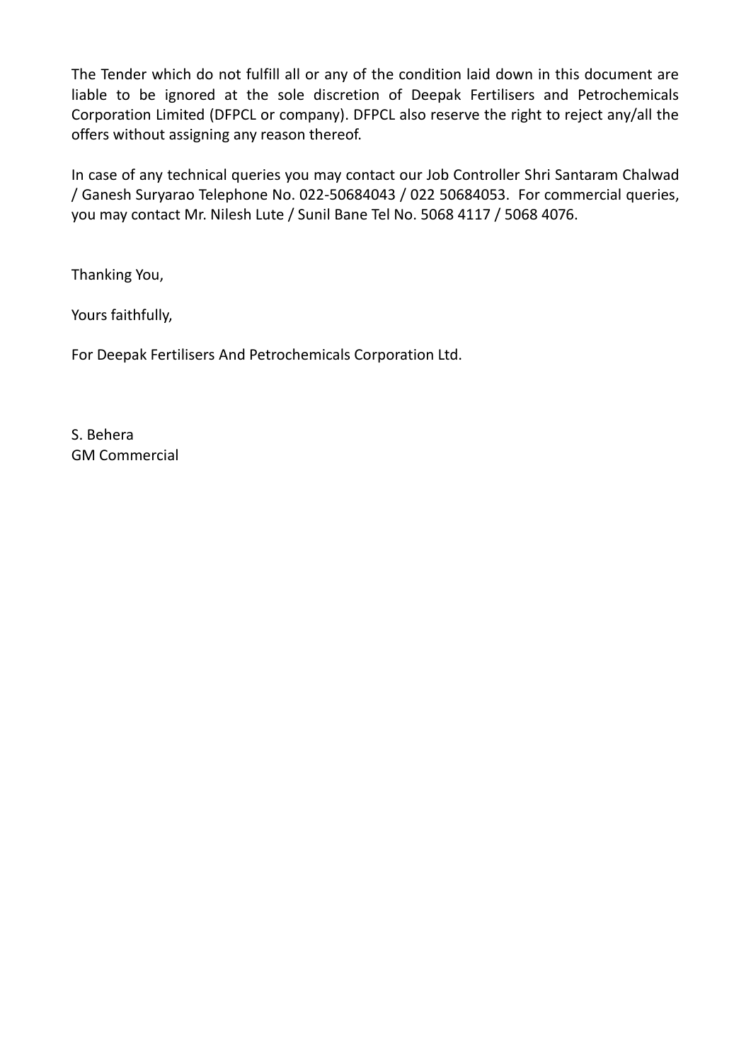The Tender which do not fulfill all or any of the condition laid down in this document are liable to be ignored at the sole discretion of Deepak Fertilisers and Petrochemicals Corporation Limited (DFPCL or company). DFPCL also reserve the right to reject any/all the offers without assigning any reason thereof.

In case of any technical queries you may contact our Job Controller Shri Santaram Chalwad / Ganesh Suryarao Telephone No. 022-50684043 / 022 50684053. For commercial queries, you may contact Mr. Nilesh Lute / Sunil Bane Tel No. 5068 4117 / 5068 4076.

Thanking You,

Yours faithfully,

For Deepak Fertilisers And Petrochemicals Corporation Ltd.

S. Behera
GM Commercial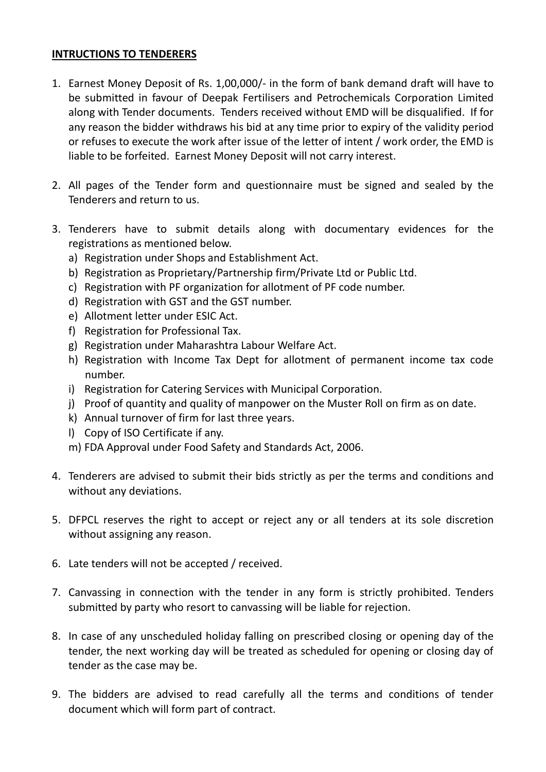**INTRUCTIONS TO TENDERERS**

1. Earnest Money Deposit of Rs. 1,00,000/- in the form of bank demand draft will have to be submitted in favour of Deepak Fertilisers and Petrochemicals Corporation Limited along with Tender documents. Tenders received without EMD will be disqualified. If for any reason the bidder withdraws his bid at any time prior to expiry of the validity period or refuses to execute the work after issue of the letter of intent / work order, the EMD is liable to be forfeited. Earnest Money Deposit will not carry interest.

2. All pages of the Tender form and questionnaire must be signed and sealed by the Tenderers and return to us.

3. Tenderers have to submit details along with documentary evidences for the registrations as mentioned below.
   a) Registration under Shops and Establishment Act.
   b) Registration as Proprietary/Partnership firm/Private Ltd or Public Ltd.
   c) Registration with PF organization for allotment of PF code number.
   d) Registration with GST and the GST number.
   e) Allotment letter under ESIC Act.
   f) Registration for Professional Tax.
   g) Registration under Maharashtra Labour Welfare Act.
   h) Registration with Income Tax Dept for allotment of permanent income tax code number.
   i) Registration for Catering Services with Municipal Corporation.
   j) Proof of quantity and quality of manpower on the Muster Roll on firm as on date.
   k) Annual turnover of firm for last three years.
   l) Copy of ISO Certificate if any.
   m) FDA Approval under Food Safety and Standards Act, 2006.

4. Tenderers are advised to submit their bids strictly as per the terms and conditions and without any deviations.

5. DFPCL reserves the right to accept or reject any or all tenders at its sole discretion without assigning any reason.

6. Late tenders will not be accepted / received.

7. Canvassing in connection with the tender in any form is strictly prohibited. Tenders submitted by party who resort to canvassing will be liable for rejection.

8. In case of any unscheduled holiday falling on prescribed closing or opening day of the tender, the next working day will be treated as scheduled for opening or closing day of tender as the case may be.

9. The bidders are advised to read carefully all the terms and conditions of tender document which will form part of contract.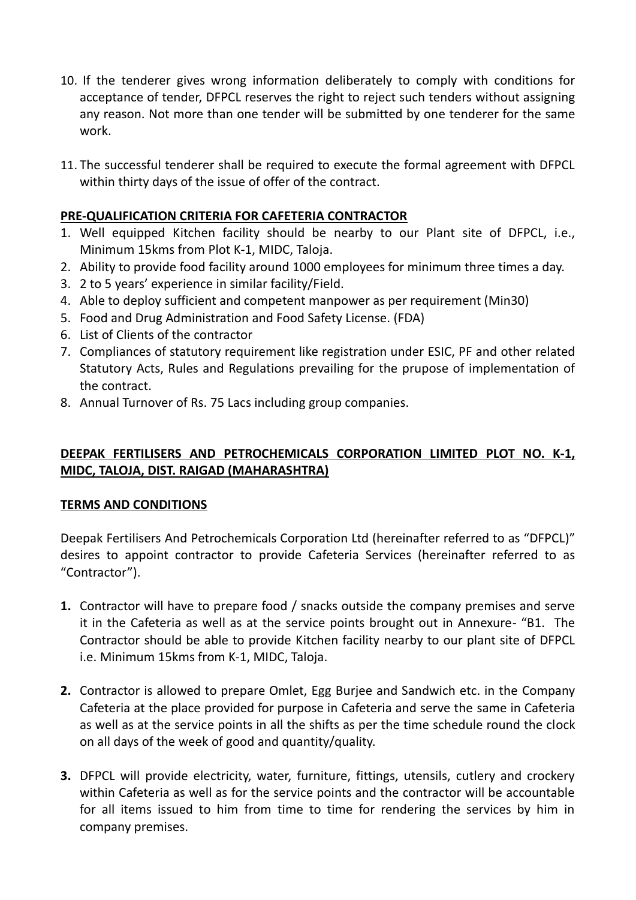10. If the tenderer gives wrong information deliberately to comply with conditions for acceptance of tender, DFPCL reserves the right to reject such tenders without assigning any reason. Not more than one tender will be submitted by one tenderer for the same work.

11. The successful tenderer shall be required to execute the formal agreement with DFPCL within thirty days of the issue of offer of the contract.

**PRE-QUALIFICATION CRITERIA FOR CAFETERIA CONTRACTOR**

1. Well equipped Kitchen facility should be nearby to our Plant site of DFPCL, i.e., Minimum 15kms from Plot K-1, MIDC, Taloja.
2. Ability to provide food facility around 1000 employees for minimum three times a day.
3. 2 to 5 years' experience in similar facility/Field.
4. Able to deploy sufficient and competent manpower as per requirement (Min30)
5. Food and Drug Administration and Food Safety License. (FDA)
6. List of Clients of the contractor
7. Compliances of statutory requirement like registration under ESIC, PF and other related Statutory Acts, Rules and Regulations prevailing for the prupose of implementation of the contract.
8. Annual Turnover of Rs. 75 Lacs including group companies.

**DEEPAK FERTILISERS AND PETROCHEMICALS CORPORATION LIMITED PLOT NO. K-1, MIDC, TALOJA, DIST. RAIGAD (MAHARASHTRA)**

**TERMS AND CONDITIONS**

Deepak Fertilisers And Petrochemicals Corporation Ltd (hereinafter referred to as "DFPCL)" desires to appoint contractor to provide Cafeteria Services (hereinafter referred to as "Contractor").

**1.** Contractor will have to prepare food / snacks outside the company premises and serve it in the Cafeteria as well as at the service points brought out in Annexure- "B1. The Contractor should be able to provide Kitchen facility nearby to our plant site of DFPCL i.e. Minimum 15kms from K-1, MIDC, Taloja.

**2.** Contractor is allowed to prepare Omlet, Egg Burjee and Sandwich etc. in the Company Cafeteria at the place provided for purpose in Cafeteria and serve the same in Cafeteria as well as at the service points in all the shifts as per the time schedule round the clock on all days of the week of good and quantity/quality.

**3.** DFPCL will provide electricity, water, furniture, fittings, utensils, cutlery and crockery within Cafeteria as well as for the service points and the contractor will be accountable for all items issued to him from time to time for rendering the services by him in company premises.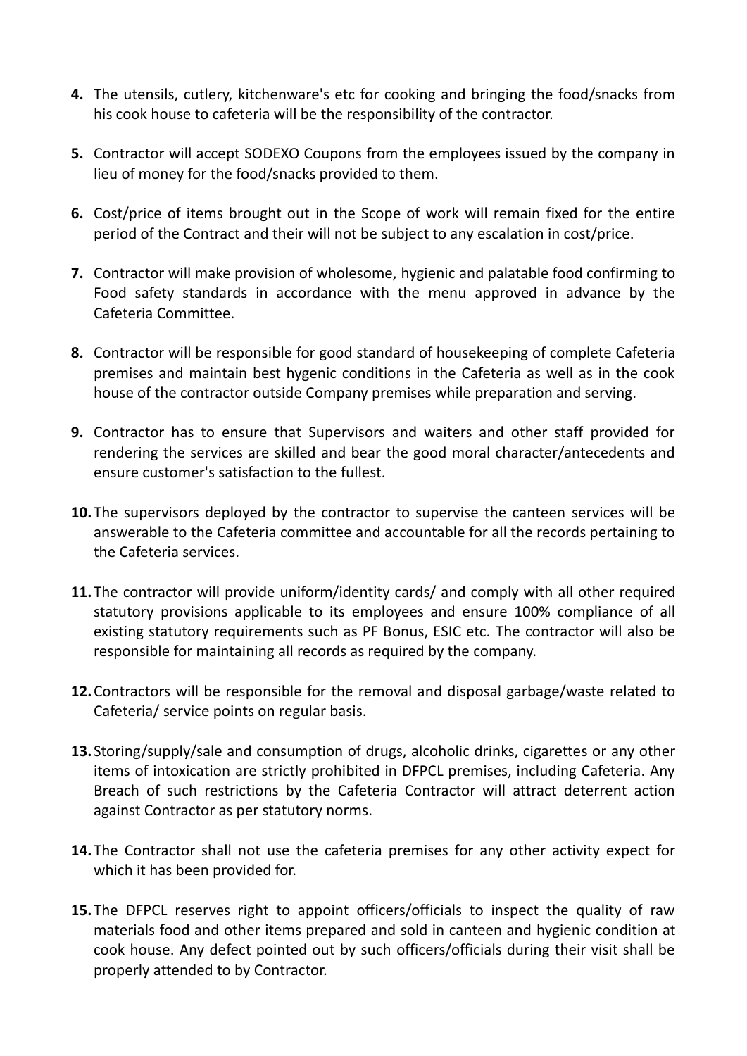4. The utensils, cutlery, kitchenware's etc for cooking and bringing the food/snacks from his cook house to cafeteria will be the responsibility of the contractor.

5. Contractor will accept SODEXO Coupons from the employees issued by the company in lieu of money for the food/snacks provided to them.

6. Cost/price of items brought out in the Scope of work will remain fixed for the entire period of the Contract and their will not be subject to any escalation in cost/price.

7. Contractor will make provision of wholesome, hygienic and palatable food confirming to Food safety standards in accordance with the menu approved in advance by the Cafeteria Committee.

8. Contractor will be responsible for good standard of housekeeping of complete Cafeteria premises and maintain best hygenic conditions in the Cafeteria as well as in the cook house of the contractor outside Company premises while preparation and serving.

9. Contractor has to ensure that Supervisors and waiters and other staff provided for rendering the services are skilled and bear the good moral character/antecedents and ensure customer's satisfaction to the fullest.

10. The supervisors deployed by the contractor to supervise the canteen services will be answerable to the Cafeteria committee and accountable for all the records pertaining to the Cafeteria services.

11. The contractor will provide uniform/identity cards/ and comply with all other required statutory provisions applicable to its employees and ensure 100% compliance of all existing statutory requirements such as PF Bonus, ESIC etc. The contractor will also be responsible for maintaining all records as required by the company.

12. Contractors will be responsible for the removal and disposal garbage/waste related to Cafeteria/ service points on regular basis.

13. Storing/supply/sale and consumption of drugs, alcoholic drinks, cigarettes or any other items of intoxication are strictly prohibited in DFPCL premises, including Cafeteria. Any Breach of such restrictions by the Cafeteria Contractor will attract deterrent action against Contractor as per statutory norms.

14. The Contractor shall not use the cafeteria premises for any other activity expect for which it has been provided for.

15. The DFPCL reserves right to appoint officers/officials to inspect the quality of raw materials food and other items prepared and sold in canteen and hygienic condition at cook house. Any defect pointed out by such officers/officials during their visit shall be properly attended to by Contractor.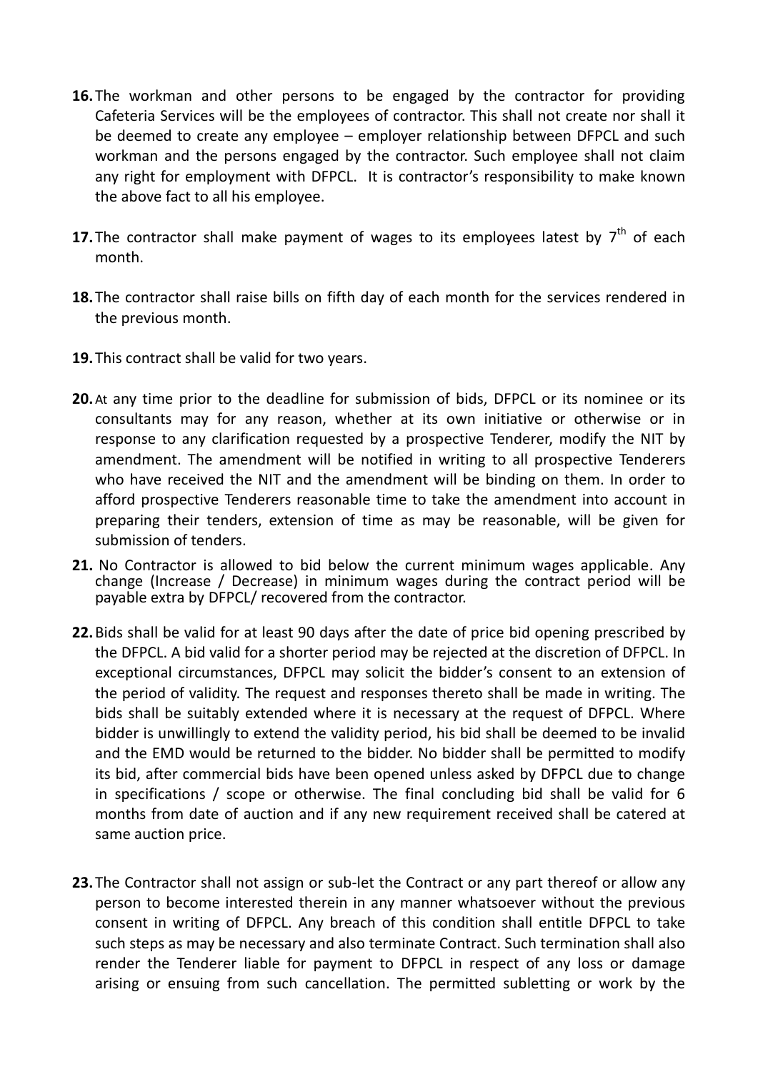**16.** The workman and other persons to be engaged by the contractor for providing Cafeteria Services will be the employees of contractor. This shall not create nor shall it be deemed to create any employee – employer relationship between DFPCL and such workman and the persons engaged by the contractor. Such employee shall not claim any right for employment with DFPCL. It is contractor's responsibility to make known the above fact to all his employee.

**17.** The contractor shall make payment of wages to its employees latest by 7th of each month.

**18.** The contractor shall raise bills on fifth day of each month for the services rendered in the previous month.

**19.** This contract shall be valid for two years.

**20.** At any time prior to the deadline for submission of bids, DFPCL or its nominee or its consultants may for any reason, whether at its own initiative or otherwise or in response to any clarification requested by a prospective Tenderer, modify the NIT by amendment. The amendment will be notified in writing to all prospective Tenderers who have received the NIT and the amendment will be binding on them. In order to afford prospective Tenderers reasonable time to take the amendment into account in preparing their tenders, extension of time as may be reasonable, will be given for submission of tenders.

**21.** No Contractor is allowed to bid below the current minimum wages applicable. Any change (Increase / Decrease) in minimum wages during the contract period will be payable extra by DFPCL/ recovered from the contractor.

**22.** Bids shall be valid for at least 90 days after the date of price bid opening prescribed by the DFPCL. A bid valid for a shorter period may be rejected at the discretion of DFPCL. In exceptional circumstances, DFPCL may solicit the bidder's consent to an extension of the period of validity. The request and responses thereto shall be made in writing. The bids shall be suitably extended where it is necessary at the request of DFPCL. Where bidder is unwillingly to extend the validity period, his bid shall be deemed to be invalid and the EMD would be returned to the bidder. No bidder shall be permitted to modify its bid, after commercial bids have been opened unless asked by DFPCL due to change in specifications / scope or otherwise. The final concluding bid shall be valid for 6 months from date of auction and if any new requirement received shall be catered at same auction price.

**23.** The Contractor shall not assign or sub-let the Contract or any part thereof or allow any person to become interested therein in any manner whatsoever without the previous consent in writing of DFPCL. Any breach of this condition shall entitle DFPCL to take such steps as may be necessary and also terminate Contract. Such termination shall also render the Tenderer liable for payment to DFPCL in respect of any loss or damage arising or ensuing from such cancellation. The permitted subletting or work by the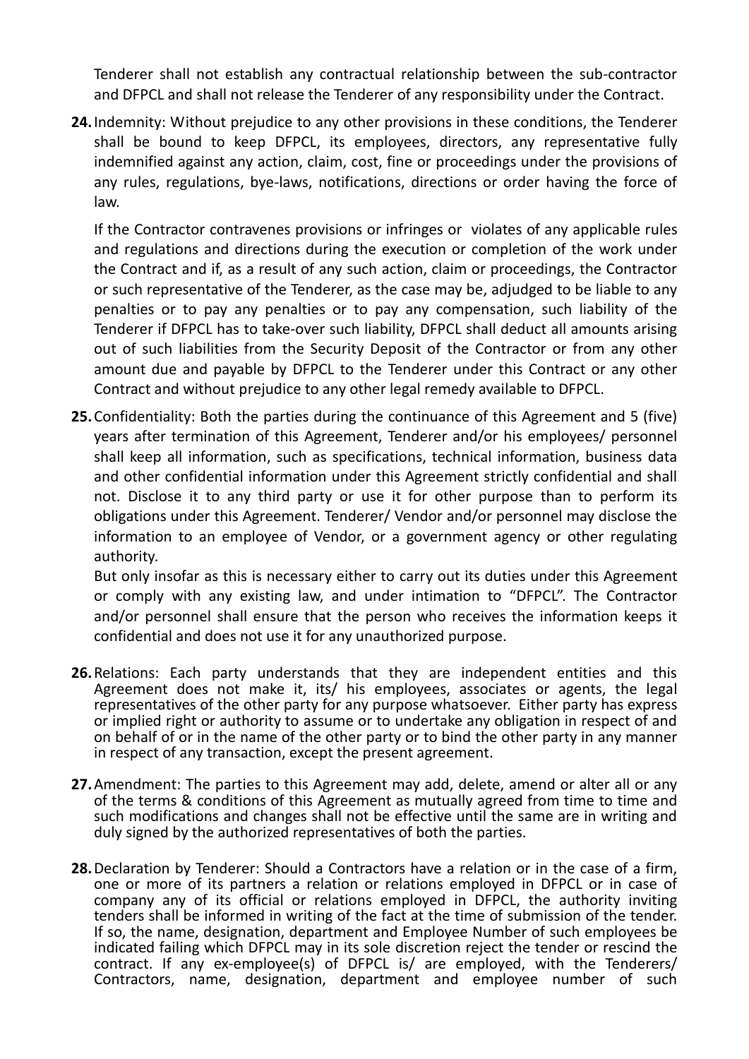Tenderer shall not establish any contractual relationship between the sub-contractor and DFPCL and shall not release the Tenderer of any responsibility under the Contract.

**24.** Indemnity: Without prejudice to any other provisions in these conditions, the Tenderer shall be bound to keep DFPCL, its employees, directors, any representative fully indemnified against any action, claim, cost, fine or proceedings under the provisions of any rules, regulations, bye-laws, notifications, directions or order having the force of law.

If the Contractor contravenes provisions or infringes or violates of any applicable rules and regulations and directions during the execution or completion of the work under the Contract and if, as a result of any such action, claim or proceedings, the Contractor or such representative of the Tenderer, as the case may be, adjudged to be liable to any penalties or to pay any penalties or to pay any compensation, such liability of the Tenderer if DFPCL has to take-over such liability, DFPCL shall deduct all amounts arising out of such liabilities from the Security Deposit of the Contractor or from any other amount due and payable by DFPCL to the Tenderer under this Contract or any other Contract and without prejudice to any other legal remedy available to DFPCL.

**25.** Confidentiality: Both the parties during the continuance of this Agreement and 5 (five) years after termination of this Agreement, Tenderer and/or his employees/ personnel shall keep all information, such as specifications, technical information, business data and other confidential information under this Agreement strictly confidential and shall not. Disclose it to any third party or use it for other purpose than to perform its obligations under this Agreement. Tenderer/ Vendor and/or personnel may disclose the information to an employee of Vendor, or a government agency or other regulating authority.

But only insofar as this is necessary either to carry out its duties under this Agreement or comply with any existing law, and under intimation to "DFPCL". The Contractor and/or personnel shall ensure that the person who receives the information keeps it confidential and does not use it for any unauthorized purpose.

**26.** Relations: Each party understands that they are independent entities and this Agreement does not make it, its/ his employees, associates or agents, the legal representatives of the other party for any purpose whatsoever. Either party has express or implied right or authority to assume or to undertake any obligation in respect of and on behalf of or in the name of the other party or to bind the other party in any manner in respect of any transaction, except the present agreement.

**27.** Amendment: The parties to this Agreement may add, delete, amend or alter all or any of the terms & conditions of this Agreement as mutually agreed from time to time and such modifications and changes shall not be effective until the same are in writing and duly signed by the authorized representatives of both the parties.

**28.** Declaration by Tenderer: Should a Contractors have a relation or in the case of a firm, one or more of its partners a relation or relations employed in DFPCL or in case of company any of its official or relations employed in DFPCL, the authority inviting tenders shall be informed in writing of the fact at the time of submission of the tender. If so, the name, designation, department and Employee Number of such employees be indicated failing which DFPCL may in its sole discretion reject the tender or rescind the contract. If any ex-employee(s) of DFPCL is/ are employed, with the Tenderers/ Contractors, name, designation, department and employee number of such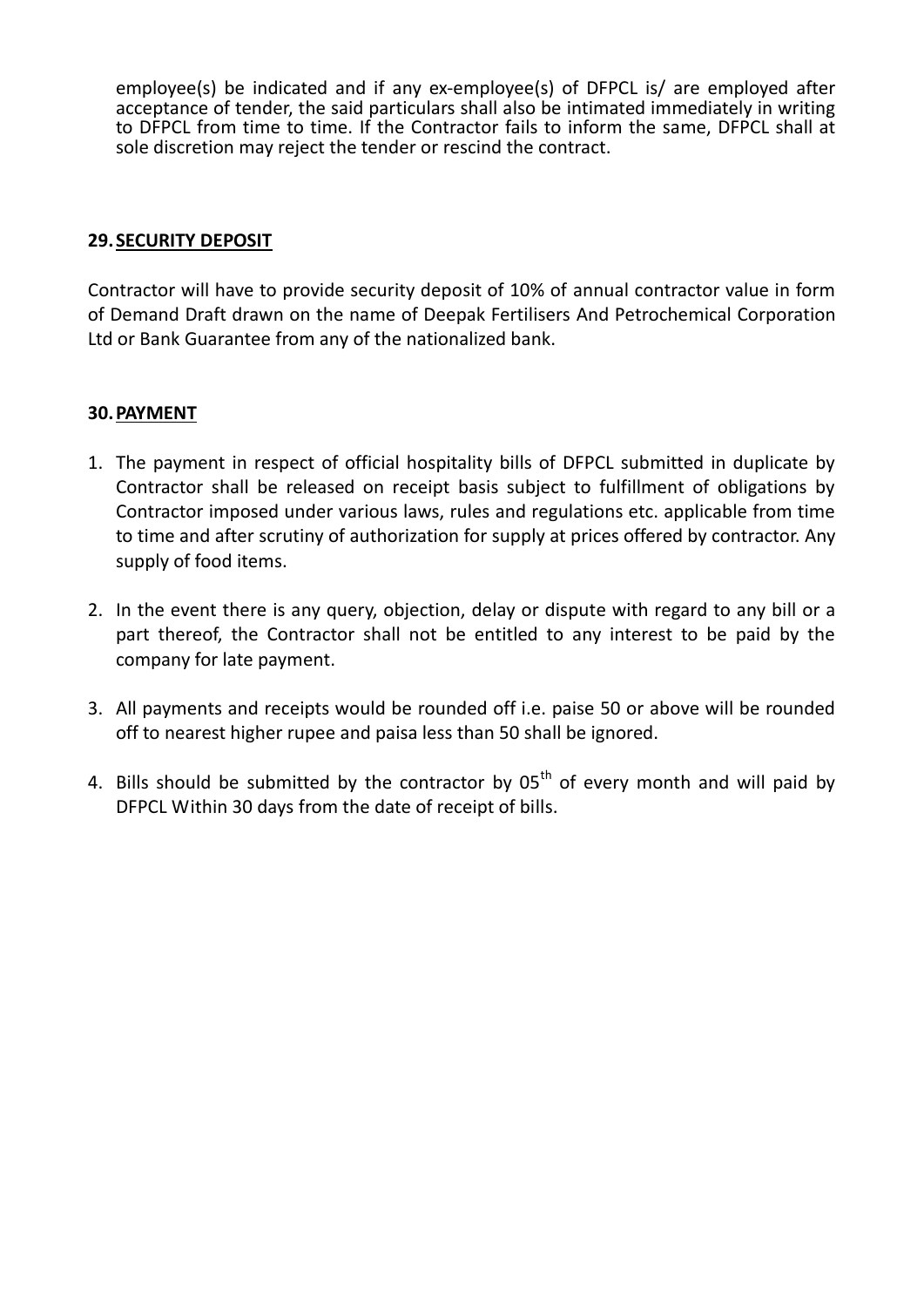employee(s) be indicated and if any ex-employee(s) of DFPCL is/ are employed after acceptance of tender, the said particulars shall also be intimated immediately in writing to DFPCL from time to time. If the Contractor fails to inform the same, DFPCL shall at sole discretion may reject the tender or rescind the contract.

## 29. SECURITY DEPOSIT

Contractor will have to provide security deposit of 10% of annual contractor value in form of Demand Draft drawn on the name of Deepak Fertilisers And Petrochemical Corporation Ltd or Bank Guarantee from any of the nationalized bank.

## 30. PAYMENT

1. The payment in respect of official hospitality bills of DFPCL submitted in duplicate by Contractor shall be released on receipt basis subject to fulfillment of obligations by Contractor imposed under various laws, rules and regulations etc. applicable from time to time and after scrutiny of authorization for supply at prices offered by contractor. Any supply of food items.

2. In the event there is any query, objection, delay or dispute with regard to any bill or a part thereof, the Contractor shall not be entitled to any interest to be paid by the company for late payment.

3. All payments and receipts would be rounded off i.e. paise 50 or above will be rounded off to nearest higher rupee and paisa less than 50 shall be ignored.

4. Bills should be submitted by the contractor by 05th of every month and will paid by DFPCL Within 30 days from the date of receipt of bills.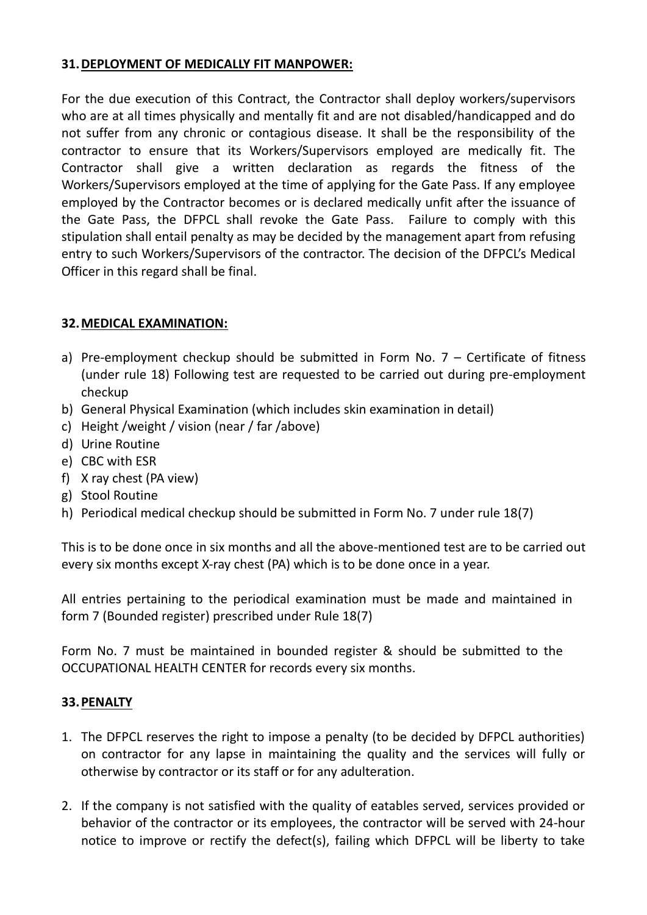## 31. DEPLOYMENT OF MEDICALLY FIT MANPOWER:

For the due execution of this Contract, the Contractor shall deploy workers/supervisors who are at all times physically and mentally fit and are not disabled/handicapped and do not suffer from any chronic or contagious disease. It shall be the responsibility of the contractor to ensure that its Workers/Supervisors employed are medically fit. The Contractor shall give a written declaration as regards the fitness of the Workers/Supervisors employed at the time of applying for the Gate Pass. If any employee employed by the Contractor becomes or is declared medically unfit after the issuance of the Gate Pass, the DFPCL shall revoke the Gate Pass. Failure to comply with this stipulation shall entail penalty as may be decided by the management apart from refusing entry to such Workers/Supervisors of the contractor. The decision of the DFPCL's Medical Officer in this regard shall be final.

## 32. MEDICAL EXAMINATION:

a) Pre-employment checkup should be submitted in Form No. 7 – Certificate of fitness (under rule 18) Following test are requested to be carried out during pre-employment checkup
b) General Physical Examination (which includes skin examination in detail)
c) Height /weight / vision (near / far /above)
d) Urine Routine
e) CBC with ESR
f) X ray chest (PA view)
g) Stool Routine
h) Periodical medical checkup should be submitted in Form No. 7 under rule 18(7)

This is to be done once in six months and all the above-mentioned test are to be carried out every six months except X-ray chest (PA) which is to be done once in a year.

All entries pertaining to the periodical examination must be made and maintained in form 7 (Bounded register) prescribed under Rule 18(7)

Form No. 7 must be maintained in bounded register & should be submitted to the OCCUPATIONAL HEALTH CENTER for records every six months.

## 33. PENALTY

1. The DFPCL reserves the right to impose a penalty (to be decided by DFPCL authorities) on contractor for any lapse in maintaining the quality and the services will fully or otherwise by contractor or its staff or for any adulteration.

2. If the company is not satisfied with the quality of eatables served, services provided or behavior of the contractor or its employees, the contractor will be served with 24-hour notice to improve or rectify the defect(s), failing which DFPCL will be liberty to take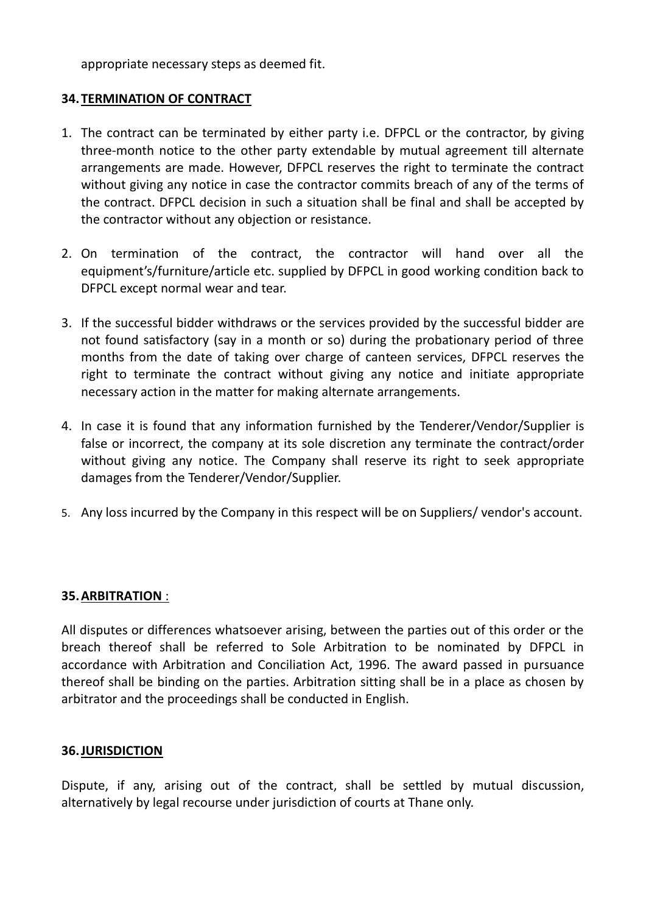appropriate necessary steps as deemed fit.

## 34. TERMINATION OF CONTRACT

1. The contract can be terminated by either party i.e. DFPCL or the contractor, by giving three-month notice to the other party extendable by mutual agreement till alternate arrangements are made. However, DFPCL reserves the right to terminate the contract without giving any notice in case the contractor commits breach of any of the terms of the contract. DFPCL decision in such a situation shall be final and shall be accepted by the contractor without any objection or resistance.

2. On termination of the contract, the contractor will hand over all the equipment's/furniture/article etc. supplied by DFPCL in good working condition back to DFPCL except normal wear and tear.

3. If the successful bidder withdraws or the services provided by the successful bidder are not found satisfactory (say in a month or so) during the probationary period of three months from the date of taking over charge of canteen services, DFPCL reserves the right to terminate the contract without giving any notice and initiate appropriate necessary action in the matter for making alternate arrangements.

4. In case it is found that any information furnished by the Tenderer/Vendor/Supplier is false or incorrect, the company at its sole discretion any terminate the contract/order without giving any notice. The Company shall reserve its right to seek appropriate damages from the Tenderer/Vendor/Supplier.

5. Any loss incurred by the Company in this respect will be on Suppliers/ vendor's account.

## 35. ARBITRATION :

All disputes or differences whatsoever arising, between the parties out of this order or the breach thereof shall be referred to Sole Arbitration to be nominated by DFPCL in accordance with Arbitration and Conciliation Act, 1996. The award passed in pursuance thereof shall be binding on the parties. Arbitration sitting shall be in a place as chosen by arbitrator and the proceedings shall be conducted in English.

## 36. JURISDICTION

Dispute, if any, arising out of the contract, shall be settled by mutual discussion, alternatively by legal recourse under jurisdiction of courts at Thane only.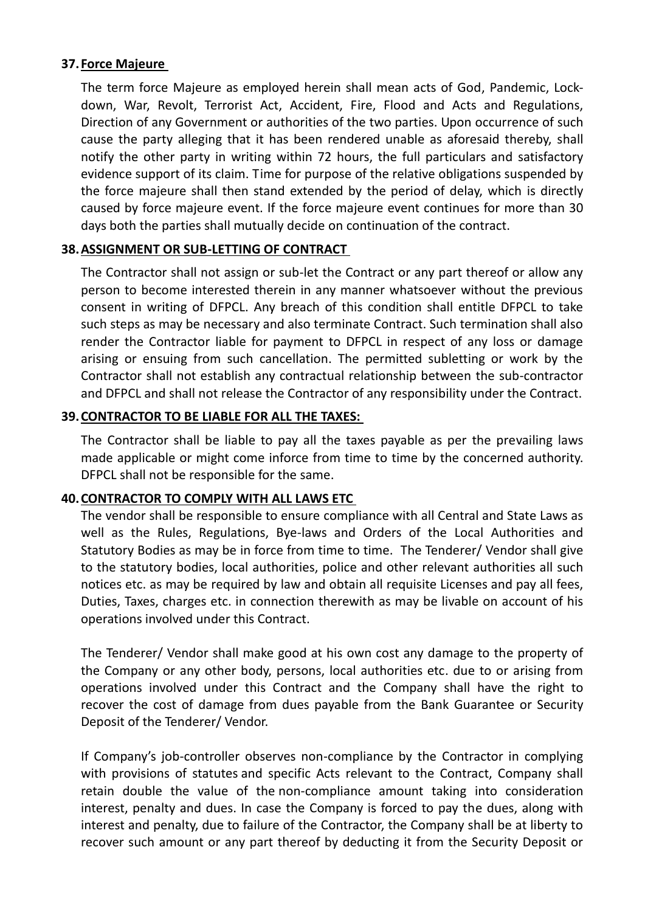**37. Force Majeure**

The term force Majeure as employed herein shall mean acts of God, Pandemic, Lock-down, War, Revolt, Terrorist Act, Accident, Fire, Flood and Acts and Regulations, Direction of any Government or authorities of the two parties. Upon occurrence of such cause the party alleging that it has been rendered unable as aforesaid thereby, shall notify the other party in writing within 72 hours, the full particulars and satisfactory evidence support of its claim. Time for purpose of the relative obligations suspended by the force majeure shall then stand extended by the period of delay, which is directly caused by force majeure event. If the force majeure event continues for more than 30 days both the parties shall mutually decide on continuation of the contract.

**38. ASSIGNMENT OR SUB-LETTING OF CONTRACT**

The Contractor shall not assign or sub-let the Contract or any part thereof or allow any person to become interested therein in any manner whatsoever without the previous consent in writing of DFPCL. Any breach of this condition shall entitle DFPCL to take such steps as may be necessary and also terminate Contract. Such termination shall also render the Contractor liable for payment to DFPCL in respect of any loss or damage arising or ensuing from such cancellation. The permitted subletting or work by the Contractor shall not establish any contractual relationship between the sub-contractor and DFPCL and shall not release the Contractor of any responsibility under the Contract.

**39. CONTRACTOR TO BE LIABLE FOR ALL THE TAXES:**

The Contractor shall be liable to pay all the taxes payable as per the prevailing laws made applicable or might come inforce from time to time by the concerned authority. DFPCL shall not be responsible for the same.

**40. CONTRACTOR TO COMPLY WITH ALL LAWS ETC**

The vendor shall be responsible to ensure compliance with all Central and State Laws as well as the Rules, Regulations, Bye-laws and Orders of the Local Authorities and Statutory Bodies as may be in force from time to time. The Tenderer/ Vendor shall give to the statutory bodies, local authorities, police and other relevant authorities all such notices etc. as may be required by law and obtain all requisite Licenses and pay all fees, Duties, Taxes, charges etc. in connection therewith as may be livable on account of his operations involved under this Contract.

The Tenderer/ Vendor shall make good at his own cost any damage to the property of the Company or any other body, persons, local authorities etc. due to or arising from operations involved under this Contract and the Company shall have the right to recover the cost of damage from dues payable from the Bank Guarantee or Security Deposit of the Tenderer/ Vendor.

If Company's job-controller observes non-compliance by the Contractor in complying with provisions of statutes and specific Acts relevant to the Contract, Company shall retain double the value of the non-compliance amount taking into consideration interest, penalty and dues. In case the Company is forced to pay the dues, along with interest and penalty, due to failure of the Contractor, the Company shall be at liberty to recover such amount or any part thereof by deducting it from the Security Deposit or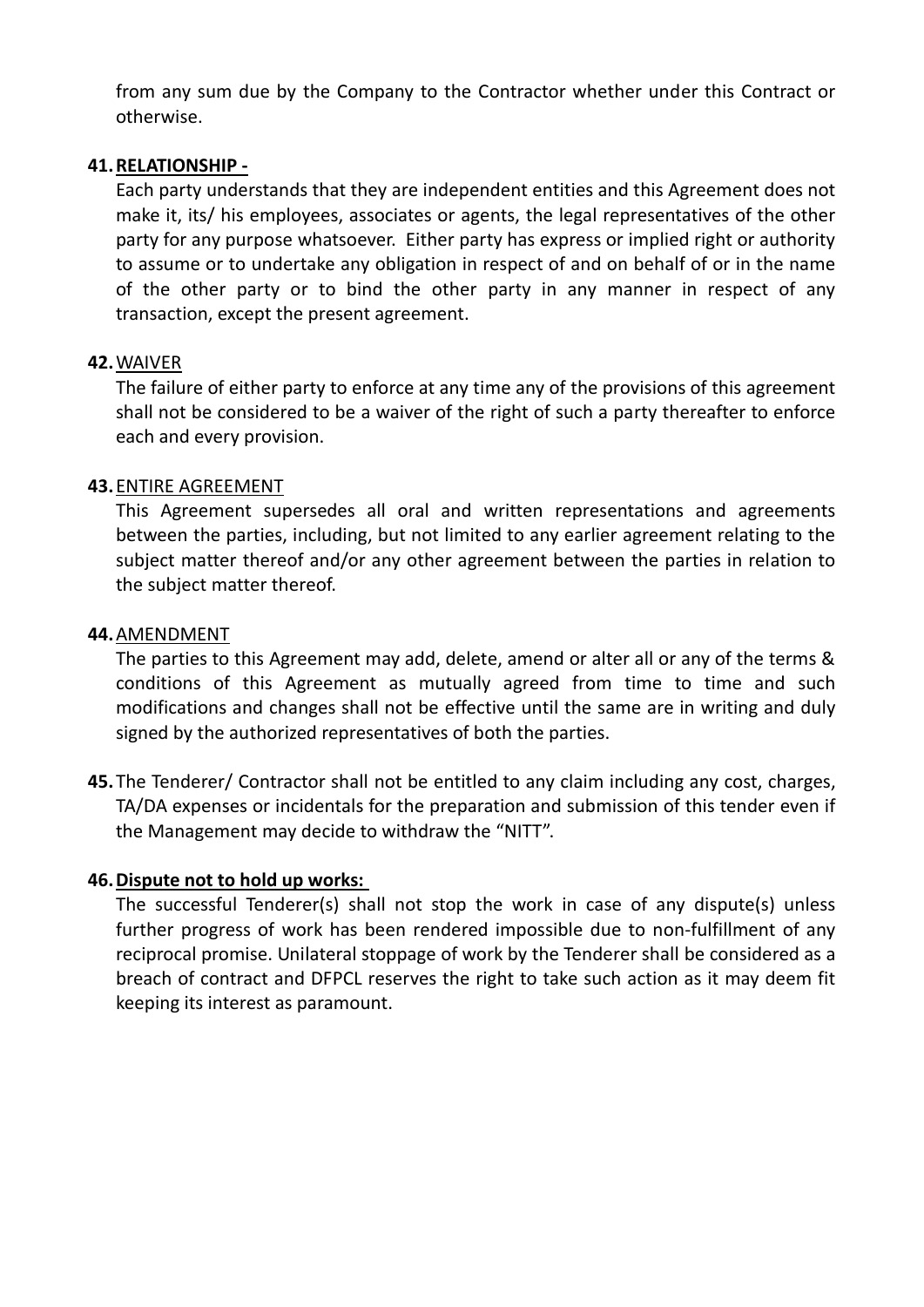from any sum due by the Company to the Contractor whether under this Contract or otherwise.

**41. RELATIONSHIP -**

Each party understands that they are independent entities and this Agreement does not make it, its/ his employees, associates or agents, the legal representatives of the other party for any purpose whatsoever. Either party has express or implied right or authority to assume or to undertake any obligation in respect of and on behalf of or in the name of the other party or to bind the other party in any manner in respect of any transaction, except the present agreement.

**42.** WAIVER

The failure of either party to enforce at any time any of the provisions of this agreement shall not be considered to be a waiver of the right of such a party thereafter to enforce each and every provision.

**43.** ENTIRE AGREEMENT

This Agreement supersedes all oral and written representations and agreements between the parties, including, but not limited to any earlier agreement relating to the subject matter thereof and/or any other agreement between the parties in relation to the subject matter thereof.

**44.** AMENDMENT

The parties to this Agreement may add, delete, amend or alter all or any of the terms & conditions of this Agreement as mutually agreed from time to time and such modifications and changes shall not be effective until the same are in writing and duly signed by the authorized representatives of both the parties.

**45.** The Tenderer/ Contractor shall not be entitled to any claim including any cost, charges, TA/DA expenses or incidentals for the preparation and submission of this tender even if the Management may decide to withdraw the "NITT".

**46. Dispute not to hold up works:**

The successful Tenderer(s) shall not stop the work in case of any dispute(s) unless further progress of work has been rendered impossible due to non-fulfillment of any reciprocal promise. Unilateral stoppage of work by the Tenderer shall be considered as a breach of contract and DFPCL reserves the right to take such action as it may deem fit keeping its interest as paramount.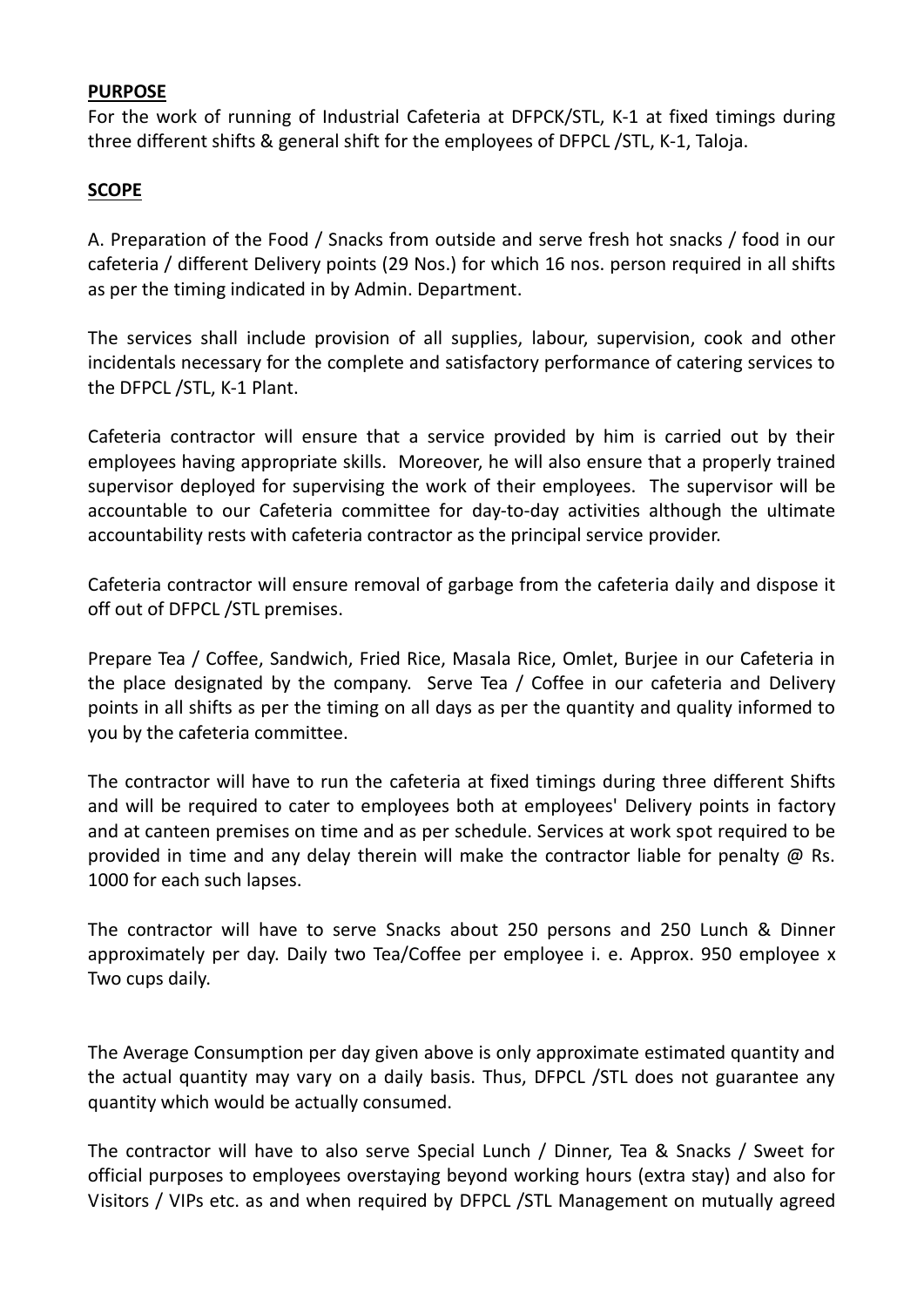**PURPOSE**

For the work of running of Industrial Cafeteria at DFPCK/STL, K-1 at fixed timings during three different shifts & general shift for the employees of DFPCL /STL, K-1, Taloja.

**SCOPE**

A. Preparation of the Food / Snacks from outside and serve fresh hot snacks / food in our cafeteria / different Delivery points (29 Nos.) for which 16 nos. person required in all shifts as per the timing indicated in by Admin. Department.

The services shall include provision of all supplies, labour, supervision, cook and other incidentals necessary for the complete and satisfactory performance of catering services to the DFPCL /STL, K-1 Plant.

Cafeteria contractor will ensure that a service provided by him is carried out by their employees having appropriate skills. Moreover, he will also ensure that a properly trained supervisor deployed for supervising the work of their employees. The supervisor will be accountable to our Cafeteria committee for day-to-day activities although the ultimate accountability rests with cafeteria contractor as the principal service provider.

Cafeteria contractor will ensure removal of garbage from the cafeteria daily and dispose it off out of DFPCL /STL premises.

Prepare Tea / Coffee, Sandwich, Fried Rice, Masala Rice, Omlet, Burjee in our Cafeteria in the place designated by the company. Serve Tea / Coffee in our cafeteria and Delivery points in all shifts as per the timing on all days as per the quantity and quality informed to you by the cafeteria committee.

The contractor will have to run the cafeteria at fixed timings during three different Shifts and will be required to cater to employees both at employees' Delivery points in factory and at canteen premises on time and as per schedule. Services at work spot required to be provided in time and any delay therein will make the contractor liable for penalty @ Rs. 1000 for each such lapses.

The contractor will have to serve Snacks about 250 persons and 250 Lunch & Dinner approximately per day. Daily two Tea/Coffee per employee i. e. Approx. 950 employee x Two cups daily.

The Average Consumption per day given above is only approximate estimated quantity and the actual quantity may vary on a daily basis. Thus, DFPCL /STL does not guarantee any quantity which would be actually consumed.

The contractor will have to also serve Special Lunch / Dinner, Tea & Snacks / Sweet for official purposes to employees overstaying beyond working hours (extra stay) and also for Visitors / VIPs etc. as and when required by DFPCL /STL Management on mutually agreed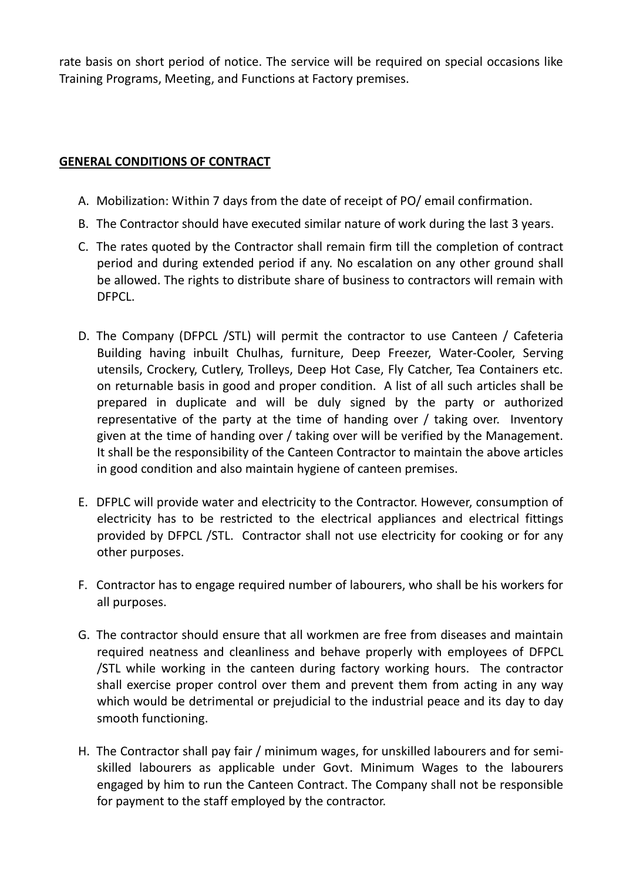rate basis on short period of notice. The service will be required on special occasions like Training Programs, Meeting, and Functions at Factory premises.

**GENERAL CONDITIONS OF CONTRACT**

A. Mobilization: Within 7 days from the date of receipt of PO/ email confirmation.

B. The Contractor should have executed similar nature of work during the last 3 years.

C. The rates quoted by the Contractor shall remain firm till the completion of contract period and during extended period if any. No escalation on any other ground shall be allowed. The rights to distribute share of business to contractors will remain with DFPCL.

D. The Company (DFPCL /STL) will permit the contractor to use Canteen / Cafeteria Building having inbuilt Chulhas, furniture, Deep Freezer, Water-Cooler, Serving utensils, Crockery, Cutlery, Trolleys, Deep Hot Case, Fly Catcher, Tea Containers etc. on returnable basis in good and proper condition. A list of all such articles shall be prepared in duplicate and will be duly signed by the party or authorized representative of the party at the time of handing over / taking over. Inventory given at the time of handing over / taking over will be verified by the Management. It shall be the responsibility of the Canteen Contractor to maintain the above articles in good condition and also maintain hygiene of canteen premises.

E. DFPLC will provide water and electricity to the Contractor. However, consumption of electricity has to be restricted to the electrical appliances and electrical fittings provided by DFPCL /STL. Contractor shall not use electricity for cooking or for any other purposes.

F. Contractor has to engage required number of labourers, who shall be his workers for all purposes.

G. The contractor should ensure that all workmen are free from diseases and maintain required neatness and cleanliness and behave properly with employees of DFPCL /STL while working in the canteen during factory working hours. The contractor shall exercise proper control over them and prevent them from acting in any way which would be detrimental or prejudicial to the industrial peace and its day to day smooth functioning.

H. The Contractor shall pay fair / minimum wages, for unskilled labourers and for semi-skilled labourers as applicable under Govt. Minimum Wages to the labourers engaged by him to run the Canteen Contract. The Company shall not be responsible for payment to the staff employed by the contractor.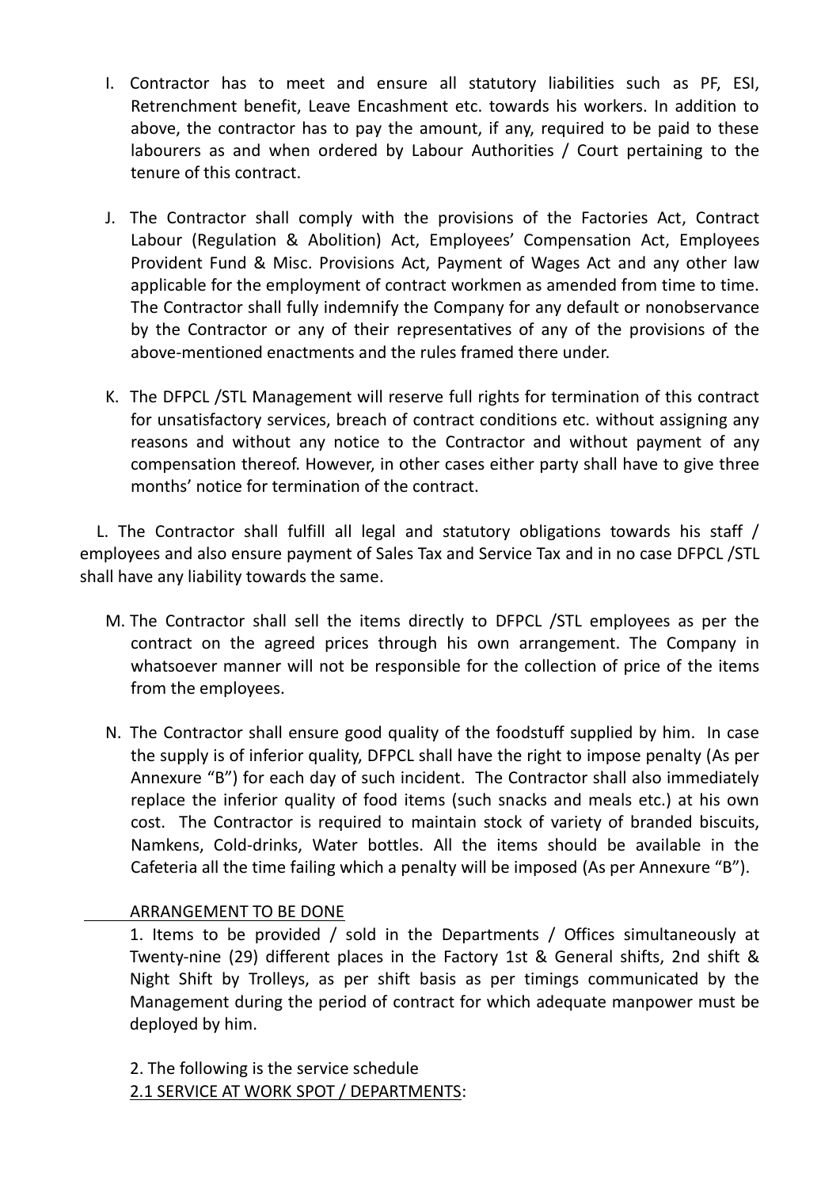I. Contractor has to meet and ensure all statutory liabilities such as PF, ESI, Retrenchment benefit, Leave Encashment etc. towards his workers. In addition to above, the contractor has to pay the amount, if any, required to be paid to these labourers as and when ordered by Labour Authorities / Court pertaining to the tenure of this contract.

J. The Contractor shall comply with the provisions of the Factories Act, Contract Labour (Regulation & Abolition) Act, Employees' Compensation Act, Employees Provident Fund & Misc. Provisions Act, Payment of Wages Act and any other law applicable for the employment of contract workmen as amended from time to time. The Contractor shall fully indemnify the Company for any default or nonobservance by the Contractor or any of their representatives of any of the provisions of the above-mentioned enactments and the rules framed there under.

K. The DFPCL /STL Management will reserve full rights for termination of this contract for unsatisfactory services, breach of contract conditions etc. without assigning any reasons and without any notice to the Contractor and without payment of any compensation thereof. However, in other cases either party shall have to give three months' notice for termination of the contract.

L. The Contractor shall fulfill all legal and statutory obligations towards his staff / employees and also ensure payment of Sales Tax and Service Tax and in no case DFPCL /STL shall have any liability towards the same.

M. The Contractor shall sell the items directly to DFPCL /STL employees as per the contract on the agreed prices through his own arrangement. The Company in whatsoever manner will not be responsible for the collection of price of the items from the employees.

N. The Contractor shall ensure good quality of the foodstuff supplied by him. In case the supply is of inferior quality, DFPCL shall have the right to impose penalty (As per Annexure "B") for each day of such incident. The Contractor shall also immediately replace the inferior quality of food items (such snacks and meals etc.) at his own cost. The Contractor is required to maintain stock of variety of branded biscuits, Namkens, Cold-drinks, Water bottles. All the items should be available in the Cafeteria all the time failing which a penalty will be imposed (As per Annexure "B").

ARRANGEMENT TO BE DONE

1. Items to be provided / sold in the Departments / Offices simultaneously at Twenty-nine (29) different places in the Factory 1st & General shifts, 2nd shift & Night Shift by Trolleys, as per shift basis as per timings communicated by the Management during the period of contract for which adequate manpower must be deployed by him.

2. The following is the service schedule

2.1 SERVICE AT WORK SPOT / DEPARTMENTS: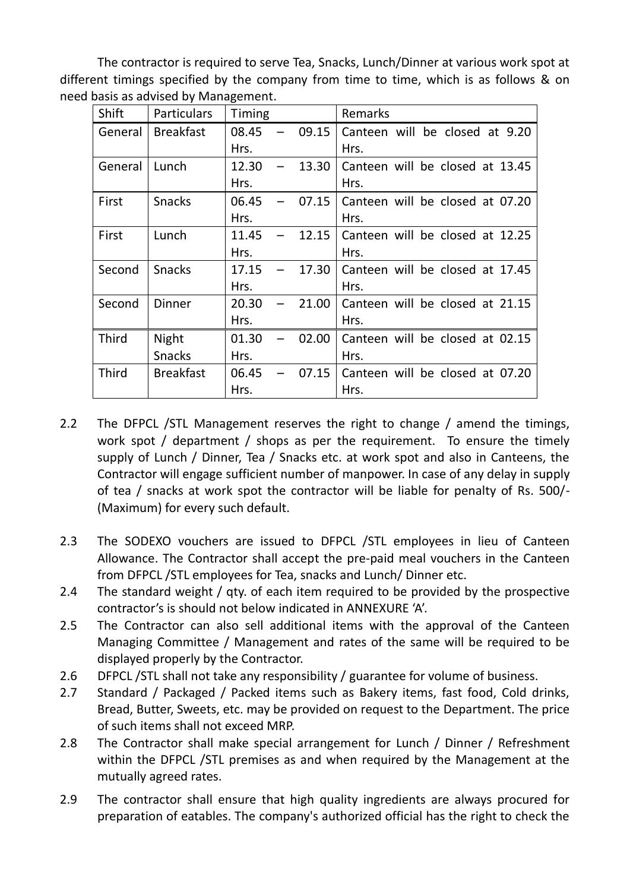The contractor is required to serve Tea, Snacks, Lunch/Dinner at various work spot at different timings specified by the company from time to time, which is as follows & on need basis as advised by Management.

| Shift | Particulars | Timing | Remarks |
|---|---|---|---|
| General | Breakfast | 08.45 – 09.15 Hrs. | Canteen will be closed at 9.20 Hrs. |
| General | Lunch | 12.30 – 13.30 Hrs. | Canteen will be closed at 13.45 Hrs. |
| First | Snacks | 06.45 – 07.15 Hrs. | Canteen will be closed at 07.20 Hrs. |
| First | Lunch | 11.45 – 12.15 Hrs. | Canteen will be closed at 12.25 Hrs. |
| Second | Snacks | 17.15 – 17.30 Hrs. | Canteen will be closed at 17.45 Hrs. |
| Second | Dinner | 20.30 – 21.00 Hrs. | Canteen will be closed at 21.15 Hrs. |
| Third | Night Snacks | 01.30 – 02.00 Hrs. | Canteen will be closed at 02.15 Hrs. |
| Third | Breakfast | 06.45 – 07.15 Hrs. | Canteen will be closed at 07.20 Hrs. |

2.2 The DFPCL /STL Management reserves the right to change / amend the timings, work spot / department / shops as per the requirement. To ensure the timely supply of Lunch / Dinner, Tea / Snacks etc. at work spot and also in Canteens, the Contractor will engage sufficient number of manpower. In case of any delay in supply of tea / snacks at work spot the contractor will be liable for penalty of Rs. 500/- (Maximum) for every such default.

2.3 The SODEXO vouchers are issued to DFPCL /STL employees in lieu of Canteen Allowance. The Contractor shall accept the pre-paid meal vouchers in the Canteen from DFPCL /STL employees for Tea, snacks and Lunch/ Dinner etc.

2.4 The standard weight / qty. of each item required to be provided by the prospective contractor's is should not below indicated in ANNEXURE 'A'.

2.5 The Contractor can also sell additional items with the approval of the Canteen Managing Committee / Management and rates of the same will be required to be displayed properly by the Contractor.

2.6 DFPCL /STL shall not take any responsibility / guarantee for volume of business.

2.7 Standard / Packaged / Packed items such as Bakery items, fast food, Cold drinks, Bread, Butter, Sweets, etc. may be provided on request to the Department. The price of such items shall not exceed MRP.

2.8 The Contractor shall make special arrangement for Lunch / Dinner / Refreshment within the DFPCL /STL premises as and when required by the Management at the mutually agreed rates.

2.9 The contractor shall ensure that high quality ingredients are always procured for preparation of eatables. The company's authorized official has the right to check the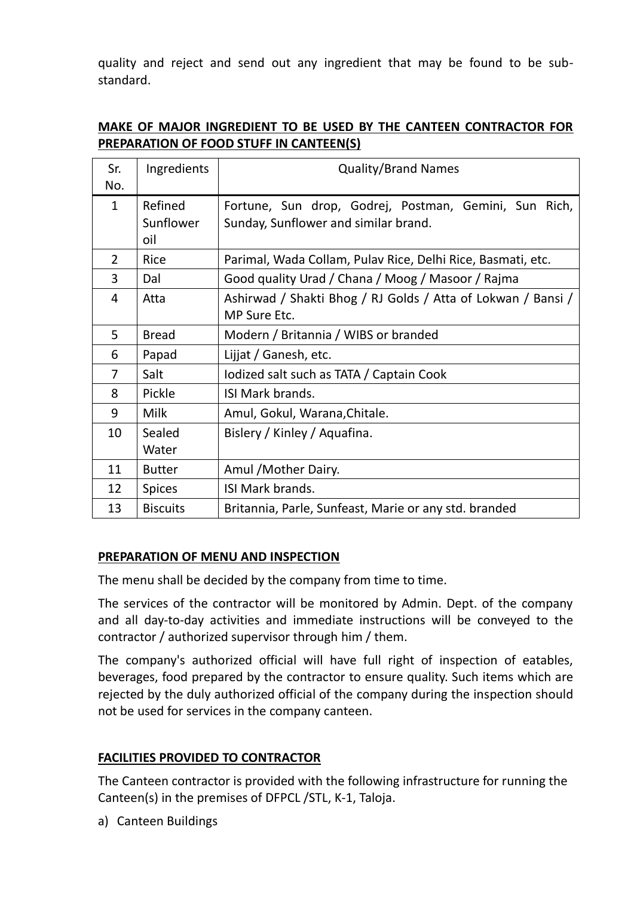quality and reject and send out any ingredient that may be found to be sub-standard.

**MAKE OF MAJOR INGREDIENT TO BE USED BY THE CANTEEN CONTRACTOR FOR PREPARATION OF FOOD STUFF IN CANTEEN(S)**

| Sr. No. | Ingredients | Quality/Brand Names |
|---|---|---|
| 1 | Refined Sunflower oil | Fortune, Sun drop, Godrej, Postman, Gemini, Sun Rich, Sunday, Sunflower and similar brand. |
| 2 | Rice | Parimal, Wada Collam, Pulav Rice, Delhi Rice, Basmati, etc. |
| 3 | Dal | Good quality Urad / Chana / Moog / Masoor / Rajma |
| 4 | Atta | Ashirwad / Shakti Bhog / RJ Golds / Atta of Lokwan / Bansi / MP Sure Etc. |
| 5 | Bread | Modern / Britannia / WIBS or branded |
| 6 | Papad | Lijjat / Ganesh, etc. |
| 7 | Salt | Iodized salt such as TATA / Captain Cook |
| 8 | Pickle | ISI Mark brands. |
| 9 | Milk | Amul, Gokul, Warana,Chitale. |
| 10 | Sealed Water | Bislery / Kinley / Aquafina. |
| 11 | Butter | Amul /Mother Dairy. |
| 12 | Spices | ISI Mark brands. |
| 13 | Biscuits | Britannia, Parle, Sunfeast, Marie or any std. branded |

**PREPARATION OF MENU AND INSPECTION**

The menu shall be decided by the company from time to time.

The services of the contractor will be monitored by Admin. Dept. of the company and all day-to-day activities and immediate instructions will be conveyed to the contractor / authorized supervisor through him / them.

The company's authorized official will have full right of inspection of eatables, beverages, food prepared by the contractor to ensure quality. Such items which are rejected by the duly authorized official of the company during the inspection should not be used for services in the company canteen.

**FACILITIES PROVIDED TO CONTRACTOR**

The Canteen contractor is provided with the following infrastructure for running the Canteen(s) in the premises of DFPCL /STL, K-1, Taloja.

a) Canteen Buildings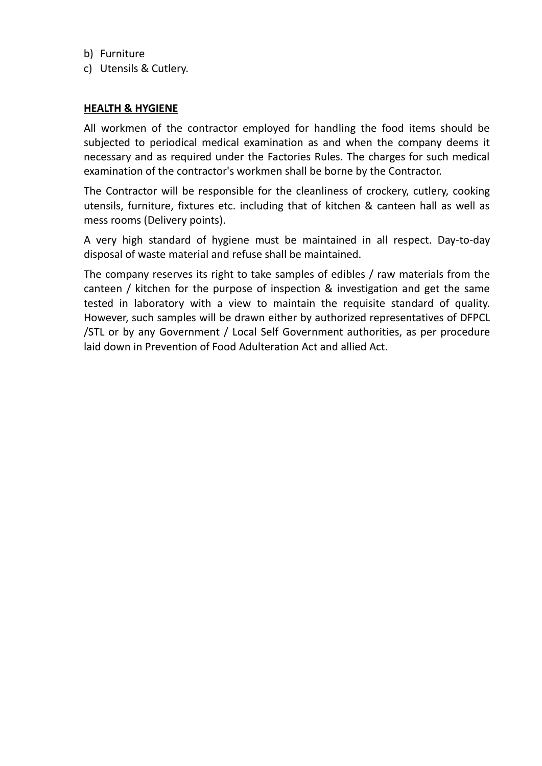b) Furniture
c) Utensils & Cutlery.

**HEALTH & HYGIENE**

All workmen of the contractor employed for handling the food items should be subjected to periodical medical examination as and when the company deems it necessary and as required under the Factories Rules. The charges for such medical examination of the contractor's workmen shall be borne by the Contractor.

The Contractor will be responsible for the cleanliness of crockery, cutlery, cooking utensils, furniture, fixtures etc. including that of kitchen & canteen hall as well as mess rooms (Delivery points).

A very high standard of hygiene must be maintained in all respect. Day-to-day disposal of waste material and refuse shall be maintained.

The company reserves its right to take samples of edibles / raw materials from the canteen / kitchen for the purpose of inspection & investigation and get the same tested in laboratory with a view to maintain the requisite standard of quality. However, such samples will be drawn either by authorized representatives of DFPCL /STL or by any Government / Local Self Government authorities, as per procedure laid down in Prevention of Food Adulteration Act and allied Act.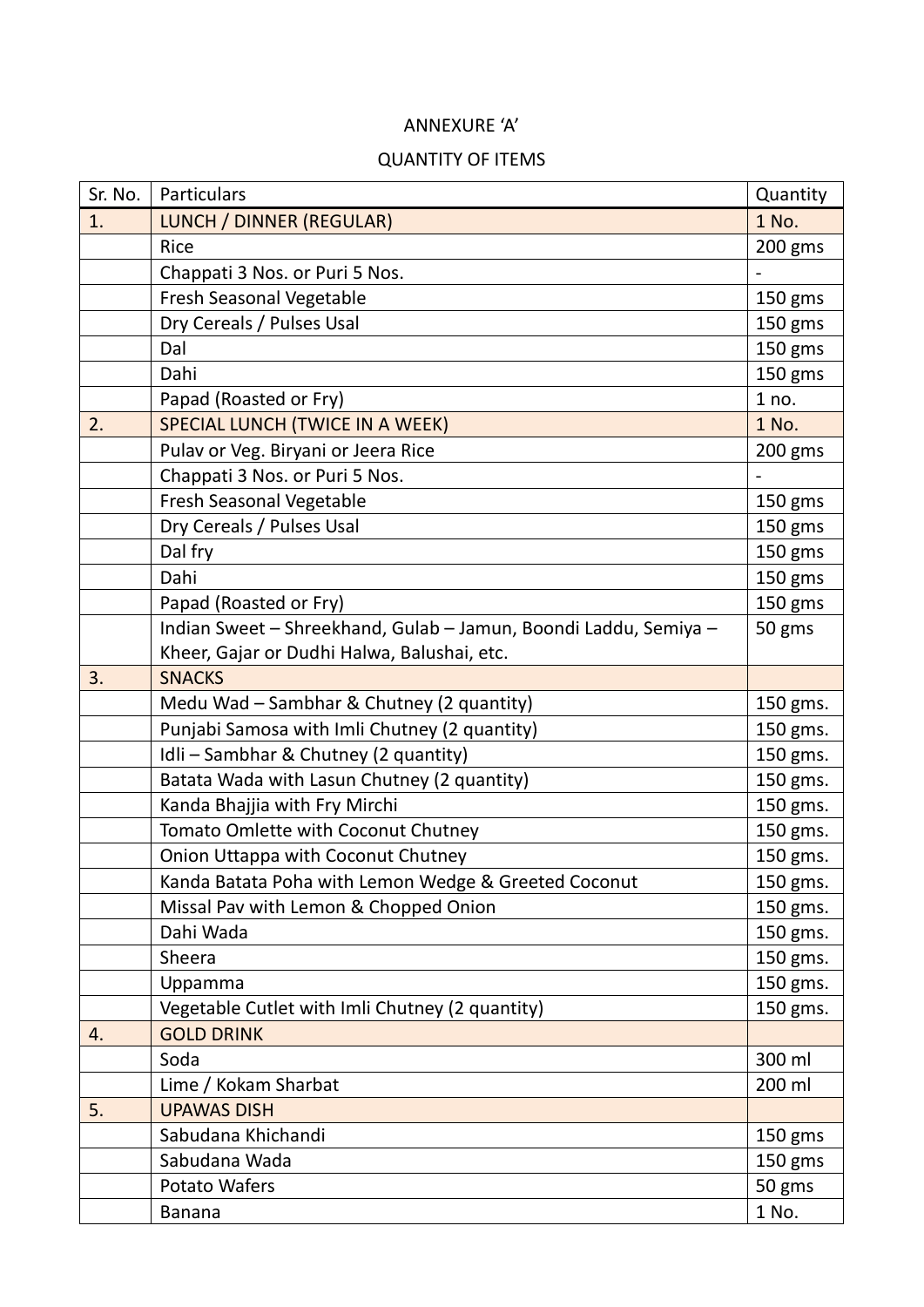ANNEXURE 'A'

QUANTITY OF ITEMS

| Sr. No. | Particulars | Quantity |
|---|---|---|
| 1. | LUNCH / DINNER (REGULAR) | 1 No. |
| | Rice | 200 gms |
| | Chappati 3 Nos. or Puri 5 Nos. | - |
| | Fresh Seasonal Vegetable | 150 gms |
| | Dry Cereals / Pulses Usal | 150 gms |
| | Dal | 150 gms |
| | Dahi | 150 gms |
| | Papad (Roasted or Fry) | 1 no. |
| 2. | SPECIAL LUNCH (TWICE IN A WEEK) | 1 No. |
| | Pulav or Veg. Biryani or Jeera Rice | 200 gms |
| | Chappati 3 Nos. or Puri 5 Nos. | - |
| | Fresh Seasonal Vegetable | 150 gms |
| | Dry Cereals / Pulses Usal | 150 gms |
| | Dal fry | 150 gms |
| | Dahi | 150 gms |
| | Papad (Roasted or Fry) | 150 gms |
| | Indian Sweet – Shreekhand, Gulab – Jamun, Boondi Laddu, Semiya – Kheer, Gajar or Dudhi Halwa, Balushai, etc. | 50 gms |
| 3. | SNACKS | |
| | Medu Wad – Sambhar & Chutney (2 quantity) | 150 gms. |
| | Punjabi Samosa with Imli Chutney (2 quantity) | 150 gms. |
| | Idli – Sambhar & Chutney (2 quantity) | 150 gms. |
| | Batata Wada with Lasun Chutney (2 quantity) | 150 gms. |
| | Kanda Bhajjia with Fry Mirchi | 150 gms. |
| | Tomato Omlette with Coconut Chutney | 150 gms. |
| | Onion Uttappa with Coconut Chutney | 150 gms. |
| | Kanda Batata Poha with Lemon Wedge & Greeted Coconut | 150 gms. |
| | Missal Pav with Lemon & Chopped Onion | 150 gms. |
| | Dahi Wada | 150 gms. |
| | Sheera | 150 gms. |
| | Uppamma | 150 gms. |
| | Vegetable Cutlet with Imli Chutney (2 quantity) | 150 gms. |
| 4. | GOLD DRINK | |
| | Soda | 300 ml |
| | Lime / Kokam Sharbat | 200 ml |
| 5. | UPAWAS DISH | |
| | Sabudana Khichandi | 150 gms |
| | Sabudana Wada | 150 gms |
| | Potato Wafers | 50 gms |
| | Banana | 1 No. |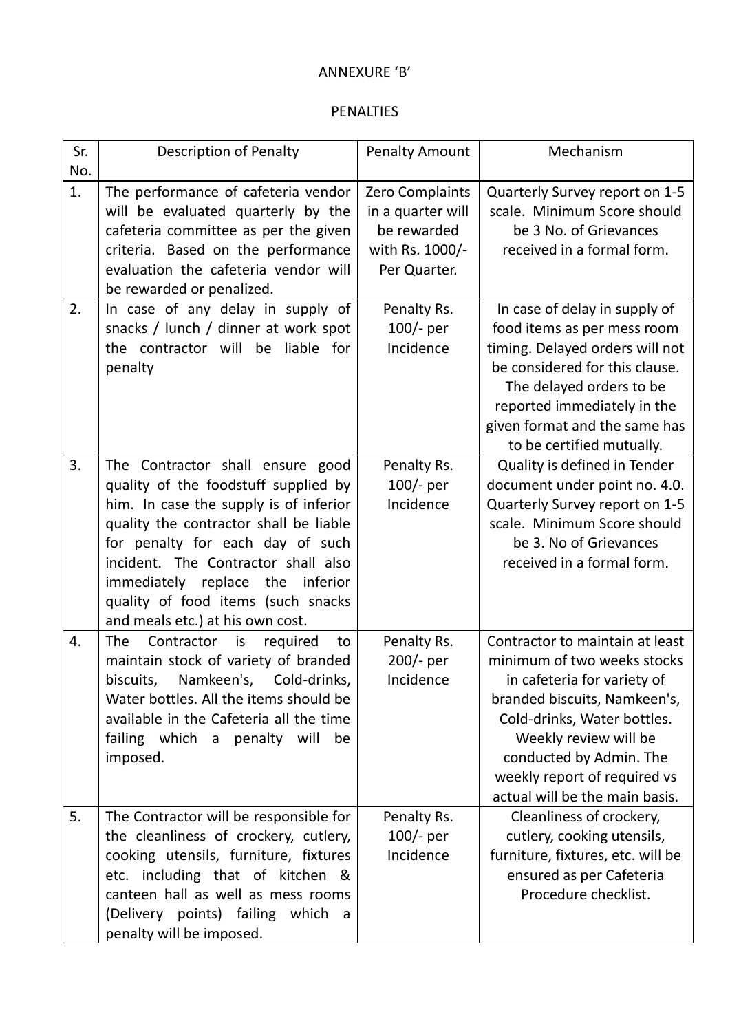ANNEXURE 'B'

PENALTIES

| Sr. No. | Description of Penalty | Penalty Amount | Mechanism |
|---|---|---|---|
| 1. | The performance of cafeteria vendor will be evaluated quarterly by the cafeteria committee as per the given criteria. Based on the performance evaluation the cafeteria vendor will be rewarded or penalized. | Zero Complaints in a quarter will be rewarded with Rs. 1000/- Per Quarter. | Quarterly Survey report on 1-5 scale. Minimum Score should be 3 No. of Grievances received in a formal form. |
| 2. | In case of any delay in supply of snacks / lunch / dinner at work spot the contractor will be liable for penalty | Penalty Rs. 100/- per Incidence | In case of delay in supply of food items as per mess room timing. Delayed orders will not be considered for this clause. The delayed orders to be reported immediately in the given format and the same has to be certified mutually. |
| 3. | The Contractor shall ensure good quality of the foodstuff supplied by him. In case the supply is of inferior quality the contractor shall be liable for penalty for each day of such incident. The Contractor shall also immediately replace the inferior quality of food items (such snacks and meals etc.) at his own cost. | Penalty Rs. 100/- per Incidence | Quality is defined in Tender document under point no. 4.0. Quarterly Survey report on 1-5 scale. Minimum Score should be 3. No of Grievances received in a formal form. |
| 4. | The Contractor is required to maintain stock of variety of branded biscuits, Namkeen's, Cold-drinks, Water bottles. All the items should be available in the Cafeteria all the time failing which a penalty will be imposed. | Penalty Rs. 200/- per Incidence | Contractor to maintain at least minimum of two weeks stocks in cafeteria for variety of branded biscuits, Namkeen's, Cold-drinks, Water bottles. Weekly review will be conducted by Admin. The weekly report of required vs actual will be the main basis. |
| 5. | The Contractor will be responsible for the cleanliness of crockery, cutlery, cooking utensils, furniture, fixtures etc. including that of kitchen & canteen hall as well as mess rooms (Delivery points) failing which a penalty will be imposed. | Penalty Rs. 100/- per Incidence | Cleanliness of crockery, cutlery, cooking utensils, furniture, fixtures, etc. will be ensured as per Cafeteria Procedure checklist. |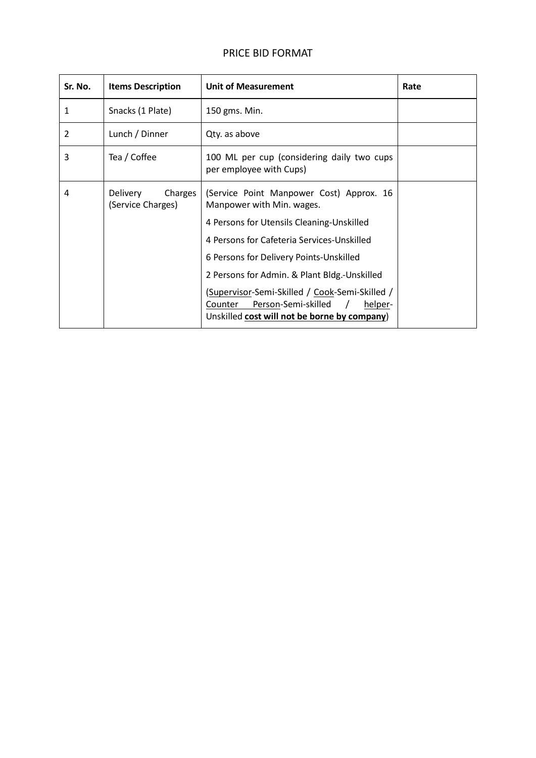PRICE BID FORMAT

| Sr. No. | Items Description | Unit of Measurement | Rate |
|---|---|---|---|
| 1 | Snacks (1 Plate) | 150 gms. Min. | |
| 2 | Lunch / Dinner | Qty. as above | |
| 3 | Tea / Coffee | 100 ML per cup (considering daily two cups per employee with Cups) | |
| 4 | Delivery Charges (Service Charges) | (Service Point Manpower Cost) Approx. 16 Manpower with Min. wages.<br>4 Persons for Utensils Cleaning-Unskilled<br>4 Persons for Cafeteria Services-Unskilled<br>6 Persons for Delivery Points-Unskilled<br>2 Persons for Admin. & Plant Bldg.-Unskilled<br>(Supervisor-Semi-Skilled / Cook-Semi-Skilled / Counter Person-Semi-skilled / helper-Unskilled **cost will not be borne by company**) | |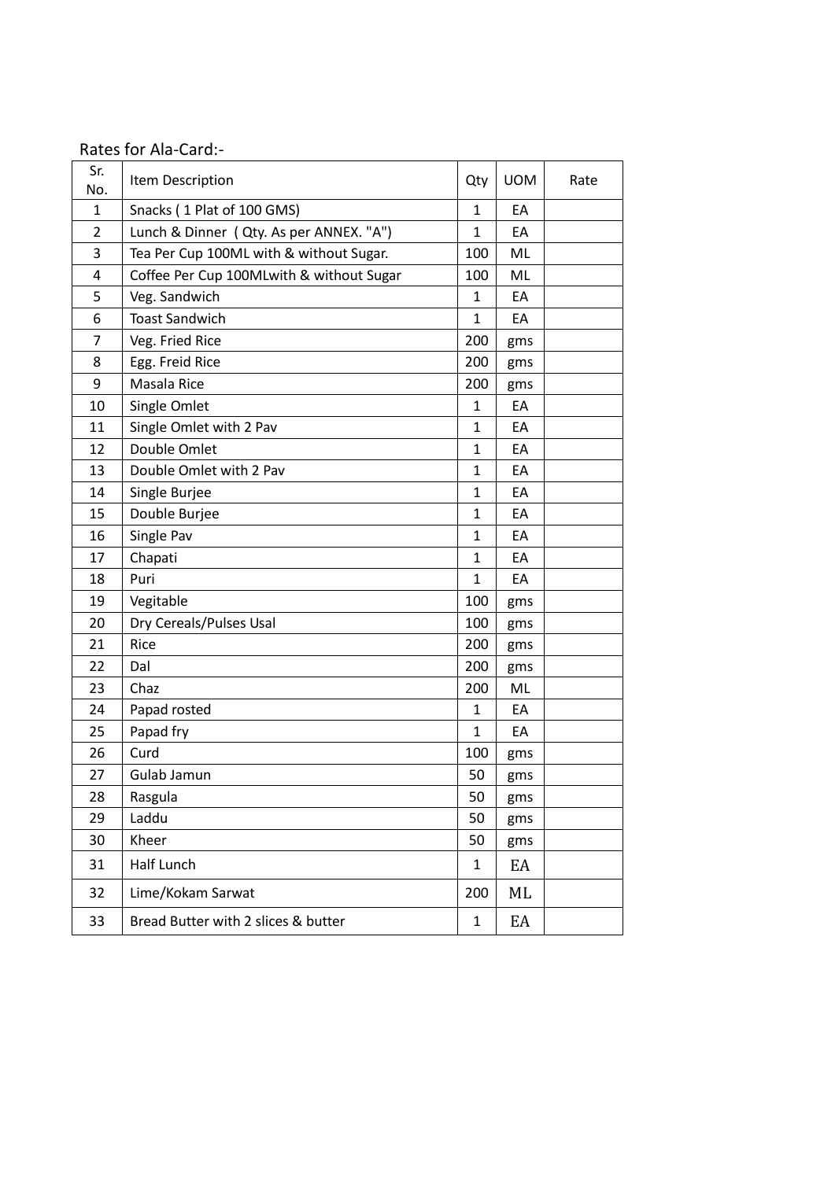Rates for Ala-Card:-

| Sr. No. | Item Description | Qty | UOM | Rate |
|---|---|---|---|---|
| 1 | Snacks ( 1 Plat of 100 GMS) | 1 | EA | |
| 2 | Lunch & Dinner ( Qty. As per ANNEX. "A") | 1 | EA | |
| 3 | Tea Per Cup 100ML with & without Sugar. | 100 | ML | |
| 4 | Coffee Per Cup 100MLwith & without Sugar | 100 | ML | |
| 5 | Veg. Sandwich | 1 | EA | |
| 6 | Toast Sandwich | 1 | EA | |
| 7 | Veg. Fried Rice | 200 | gms | |
| 8 | Egg. Freid Rice | 200 | gms | |
| 9 | Masala Rice | 200 | gms | |
| 10 | Single Omlet | 1 | EA | |
| 11 | Single Omlet with 2 Pav | 1 | EA | |
| 12 | Double Omlet | 1 | EA | |
| 13 | Double Omlet with 2 Pav | 1 | EA | |
| 14 | Single Burjee | 1 | EA | |
| 15 | Double Burjee | 1 | EA | |
| 16 | Single Pav | 1 | EA | |
| 17 | Chapati | 1 | EA | |
| 18 | Puri | 1 | EA | |
| 19 | Vigitable | 100 | gms | |
| 20 | Dry Cereals/Pulses Usal | 100 | gms | |
| 21 | Rice | 200 | gms | |
| 22 | Dal | 200 | gms | |
| 23 | Chaz | 200 | ML | |
| 24 | Papad rosted | 1 | EA | |
| 25 | Papad fry | 1 | EA | |
| 26 | Curd | 100 | gms | |
| 27 | Gulab Jamun | 50 | gms | |
| 28 | Rasgula | 50 | gms | |
| 29 | Laddu | 50 | gms | |
| 30 | Kheer | 50 | gms | |
| 31 | Half Lunch | 1 | EA | |
| 32 | Lime/Kokam Sarwat | 200 | ML | |
| 33 | Bread Butter with 2 slices & butter | 1 | EA | |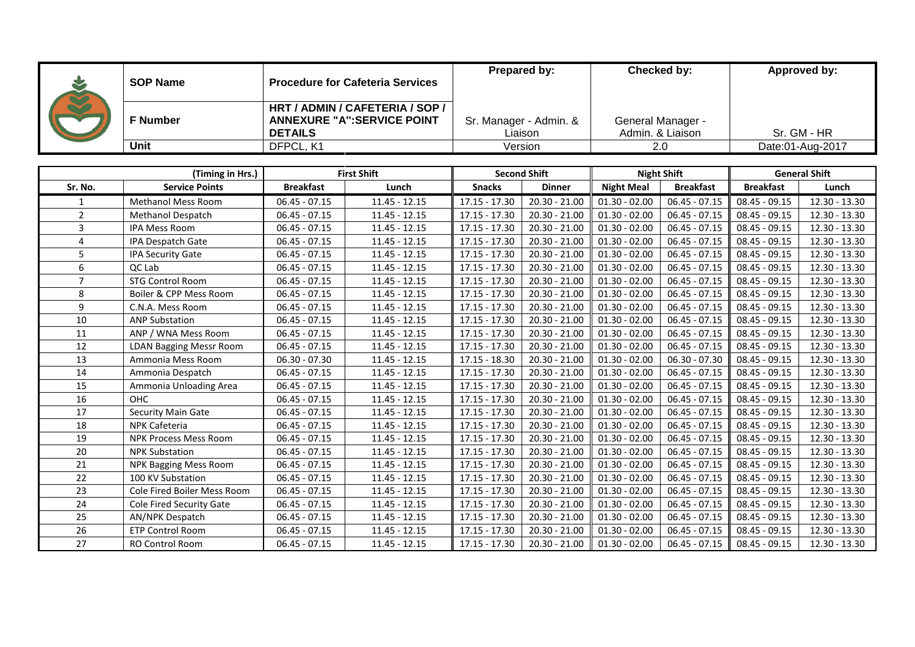| | SOP Name | Procedure for Cafeteria Services | Prepared by: | Checked by: | Approved by: |
|---|---|---|---|---|---|
| | F Number | HRT / ADMIN / CAFETERIA / SOP / ANNEXURE "A":SERVICE POINT DETAILS | Sr. Manager - Admin. & Liaison | General Manager - Admin. & Liaison | Sr. GM - HR |
| | Unit | DFPCL, K1 | Version | 2.0 | Date:01-Aug-2017 |

| | (Timing in Hrs.) | First Shift | | Second Shift | | Night Shift | | General Shift | |
|---|---|---|---|---|---|---|---|---|---|
| Sr. No. | Service Points | Breakfast | Lunch | Snacks | Dinner | Night Meal | Breakfast | Breakfast | Lunch |
| 1 | Methanol Mess Room | 06.45 - 07.15 | 11.45 - 12.15 | 17.15 - 17.30 | 20.30 - 21.00 | 01.30 - 02.00 | 06.45 - 07.15 | 08.45 - 09.15 | 12.30 - 13.30 |
| 2 | Methanol Despatch | 06.45 - 07.15 | 11.45 - 12.15 | 17.15 - 17.30 | 20.30 - 21.00 | 01.30 - 02.00 | 06.45 - 07.15 | 08.45 - 09.15 | 12.30 - 13.30 |
| 3 | IPA Mess Room | 06.45 - 07.15 | 11.45 - 12.15 | 17.15 - 17.30 | 20.30 - 21.00 | 01.30 - 02.00 | 06.45 - 07.15 | 08.45 - 09.15 | 12.30 - 13.30 |
| 4 | IPA Despatch Gate | 06.45 - 07.15 | 11.45 - 12.15 | 17.15 - 17.30 | 20.30 - 21.00 | 01.30 - 02.00 | 06.45 - 07.15 | 08.45 - 09.15 | 12.30 - 13.30 |
| 5 | IPA Security Gate | 06.45 - 07.15 | 11.45 - 12.15 | 17.15 - 17.30 | 20.30 - 21.00 | 01.30 - 02.00 | 06.45 - 07.15 | 08.45 - 09.15 | 12.30 - 13.30 |
| 6 | QC Lab | 06.45 - 07.15 | 11.45 - 12.15 | 17.15 - 17.30 | 20.30 - 21.00 | 01.30 - 02.00 | 06.45 - 07.15 | 08.45 - 09.15 | 12.30 - 13.30 |
| 7 | STG Control Room | 06.45 - 07.15 | 11.45 - 12.15 | 17.15 - 17.30 | 20.30 - 21.00 | 01.30 - 02.00 | 06.45 - 07.15 | 08.45 - 09.15 | 12.30 - 13.30 |
| 8 | Boiler & CPP Mess Room | 06.45 - 07.15 | 11.45 - 12.15 | 17.15 - 17.30 | 20.30 - 21.00 | 01.30 - 02.00 | 06.45 - 07.15 | 08.45 - 09.15 | 12.30 - 13.30 |
| 9 | C.N.A. Mess Room | 06.45 - 07.15 | 11.45 - 12.15 | 17.15 - 17.30 | 20.30 - 21.00 | 01.30 - 02.00 | 06.45 - 07.15 | 08.45 - 09.15 | 12.30 - 13.30 |
| 10 | ANP Substation | 06.45 - 07.15 | 11.45 - 12.15 | 17.15 - 17.30 | 20.30 - 21.00 | 01.30 - 02.00 | 06.45 - 07.15 | 08.45 - 09.15 | 12.30 - 13.30 |
| 11 | ANP / WNA Mess Room | 06.45 - 07.15 | 11.45 - 12.15 | 17.15 - 17.30 | 20.30 - 21.00 | 01.30 - 02.00 | 06.45 - 07.15 | 08.45 - 09.15 | 12.30 - 13.30 |
| 12 | LDAN Bagging Messr Room | 06.45 - 07.15 | 11.45 - 12.15 | 17.15 - 17.30 | 20.30 - 21.00 | 01.30 - 02.00 | 06.45 - 07.15 | 08.45 - 09.15 | 12.30 - 13.30 |
| 13 | Ammonia Mess Room | 06.30 - 07.30 | 11.45 - 12.15 | 17.15 - 18.30 | 20.30 - 21.00 | 01.30 - 02.00 | 06.30 - 07.30 | 08.45 - 09.15 | 12.30 - 13.30 |
| 14 | Ammonia Despatch | 06.45 - 07.15 | 11.45 - 12.15 | 17.15 - 17.30 | 20.30 - 21.00 | 01.30 - 02.00 | 06.45 - 07.15 | 08.45 - 09.15 | 12.30 - 13.30 |
| 15 | Ammonia Unloading Area | 06.45 - 07.15 | 11.45 - 12.15 | 17.15 - 17.30 | 20.30 - 21.00 | 01.30 - 02.00 | 06.45 - 07.15 | 08.45 - 09.15 | 12.30 - 13.30 |
| 16 | OHC | 06.45 - 07.15 | 11.45 - 12.15 | 17.15 - 17.30 | 20.30 - 21.00 | 01.30 - 02.00 | 06.45 - 07.15 | 08.45 - 09.15 | 12.30 - 13.30 |
| 17 | Security Main Gate | 06.45 - 07.15 | 11.45 - 12.15 | 17.15 - 17.30 | 20.30 - 21.00 | 01.30 - 02.00 | 06.45 - 07.15 | 08.45 - 09.15 | 12.30 - 13.30 |
| 18 | NPK Cafeteria | 06.45 - 07.15 | 11.45 - 12.15 | 17.15 - 17.30 | 20.30 - 21.00 | 01.30 - 02.00 | 06.45 - 07.15 | 08.45 - 09.15 | 12.30 - 13.30 |
| 19 | NPK Process Mess Room | 06.45 - 07.15 | 11.45 - 12.15 | 17.15 - 17.30 | 20.30 - 21.00 | 01.30 - 02.00 | 06.45 - 07.15 | 08.45 - 09.15 | 12.30 - 13.30 |
| 20 | NPK Substation | 06.45 - 07.15 | 11.45 - 12.15 | 17.15 - 17.30 | 20.30 - 21.00 | 01.30 - 02.00 | 06.45 - 07.15 | 08.45 - 09.15 | 12.30 - 13.30 |
| 21 | NPK Bagging Mess Room | 06.45 - 07.15 | 11.45 - 12.15 | 17.15 - 17.30 | 20.30 - 21.00 | 01.30 - 02.00 | 06.45 - 07.15 | 08.45 - 09.15 | 12.30 - 13.30 |
| 22 | 100 KV Substation | 06.45 - 07.15 | 11.45 - 12.15 | 17.15 - 17.30 | 20.30 - 21.00 | 01.30 - 02.00 | 06.45 - 07.15 | 08.45 - 09.15 | 12.30 - 13.30 |
| 23 | Cole Fired Boiler Mess Room | 06.45 - 07.15 | 11.45 - 12.15 | 17.15 - 17.30 | 20.30 - 21.00 | 01.30 - 02.00 | 06.45 - 07.15 | 08.45 - 09.15 | 12.30 - 13.30 |
| 24 | Cole Fired Security Gate | 06.45 - 07.15 | 11.45 - 12.15 | 17.15 - 17.30 | 20.30 - 21.00 | 01.30 - 02.00 | 06.45 - 07.15 | 08.45 - 09.15 | 12.30 - 13.30 |
| 25 | AN/NPK Despatch | 06.45 - 07.15 | 11.45 - 12.15 | 17.15 - 17.30 | 20.30 - 21.00 | 01.30 - 02.00 | 06.45 - 07.15 | 08.45 - 09.15 | 12.30 - 13.30 |
| 26 | ETP Control Room | 06.45 - 07.15 | 11.45 - 12.15 | 17.15 - 17.30 | 20.30 - 21.00 | 01.30 - 02.00 | 06.45 - 07.15 | 08.45 - 09.15 | 12.30 - 13.30 |
| 27 | RO Control Room | 06.45 - 07.15 | 11.45 - 12.15 | 17.15 - 17.30 | 20.30 - 21.00 | 01.30 - 02.00 | 06.45 - 07.15 | 08.45 - 09.15 | 12.30 - 13.30 |